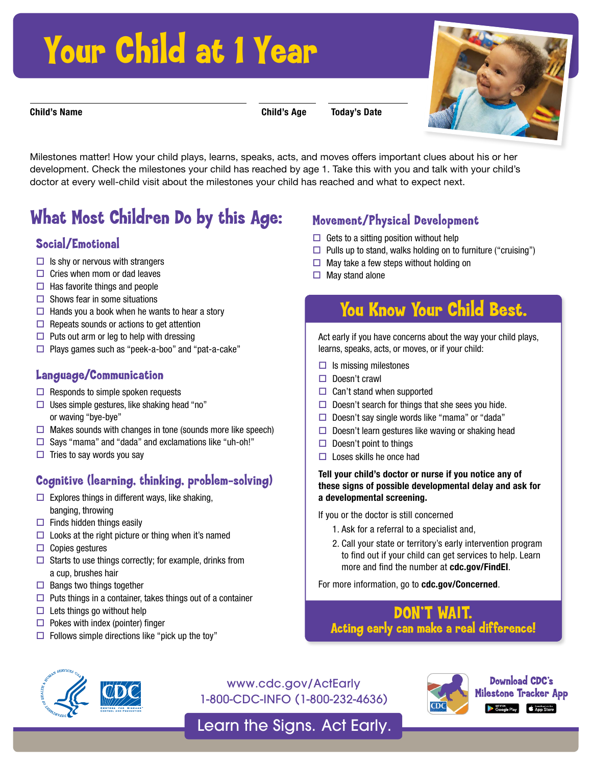# Your Child at 1 Year

**Child's Name** **Child's Age** **Today's Date**

Milestones matter! How your child plays, learns, speaks, acts, and moves offers important clues about his or her development. Check the milestones your child has reached by age 1. Take this with you and talk with your child's doctor at every well-child visit about the milestones your child has reached and what to expect next.

## What Most Children Do by this Age:

### Social/Emotional

- ☐ Is shy or nervous with strangers
- ☐ Cries when mom or dad leaves
- ☐ Has favorite things and people
- ☐ Shows fear in some situations
- ☐ Hands you a book when he wants to hear a story
- ☐ Repeats sounds or actions to get attention
- ☐ Puts out arm or leg to help with dressing
- ☐ Plays games such as "peek-a-boo" and "pat-a-cake"

### Language/Communication

- ☐ Responds to simple spoken requests
- ☐ Uses simple gestures, like shaking head "no" or waving "bye-bye"
- ☐ Makes sounds with changes in tone (sounds more like speech)
- ☐ Says "mama" and "dada" and exclamations like "uh-oh!"
- ☐ Tries to say words you say

### Cognitive (learning, thinking, problem-solving)

- ☐ Explores things in different ways, like shaking, banging, throwing
- ☐ Finds hidden things easily
- ☐ Looks at the right picture or thing when it's named
- ☐ Copies gestures
- ☐ Starts to use things correctly; for example, drinks from a cup, brushes hair
- ☐ Bangs two things together
- ☐ Puts things in a container, takes things out of a container
- ☐ Lets things go without help
- ☐ Pokes with index (pointer) finger
- ☐ Follows simple directions like "pick up the toy"

### Movement/Physical Development

- ☐ Gets to a sitting position without help
- ☐ Pulls up to stand, walks holding on to furniture ("cruising")
- ☐ May take a few steps without holding on
- ☐ May stand alone

## You Know Your Child Best.

Act early if you have concerns about the way your child plays, learns, speaks, acts, or moves, or if your child:

- ☐ Is missing milestones
- ☐ Doesn't crawl
- ☐ Can't stand when supported
- ☐ Doesn't search for things that she sees you hide.
- ☐ Doesn't say single words like "mama" or "dada"
- ☐ Doesn't learn gestures like waving or shaking head
- ☐ Doesn't point to things
- ☐ Loses skills he once had

**Tell your child's doctor or nurse if you notice any of these signs of possible developmental delay and ask for a developmental screening.**

If you or the doctor is still concerned

1. Ask for a referral to a specialist and,
2. Call your state or territory's early intervention program to find out if your child can get services to help. Learn more and find the number at **cdc.gov/FindEI**.

For more information, go to **cdc.gov/Concerned**.

**DON'T WAIT.**
**Acting early can make a real difference!**

www.cdc.gov/ActEarly
1-800-CDC-INFO (1-800-232-4636)

Learn the Signs. Act Early.

Download CDC's Milestone Tracker App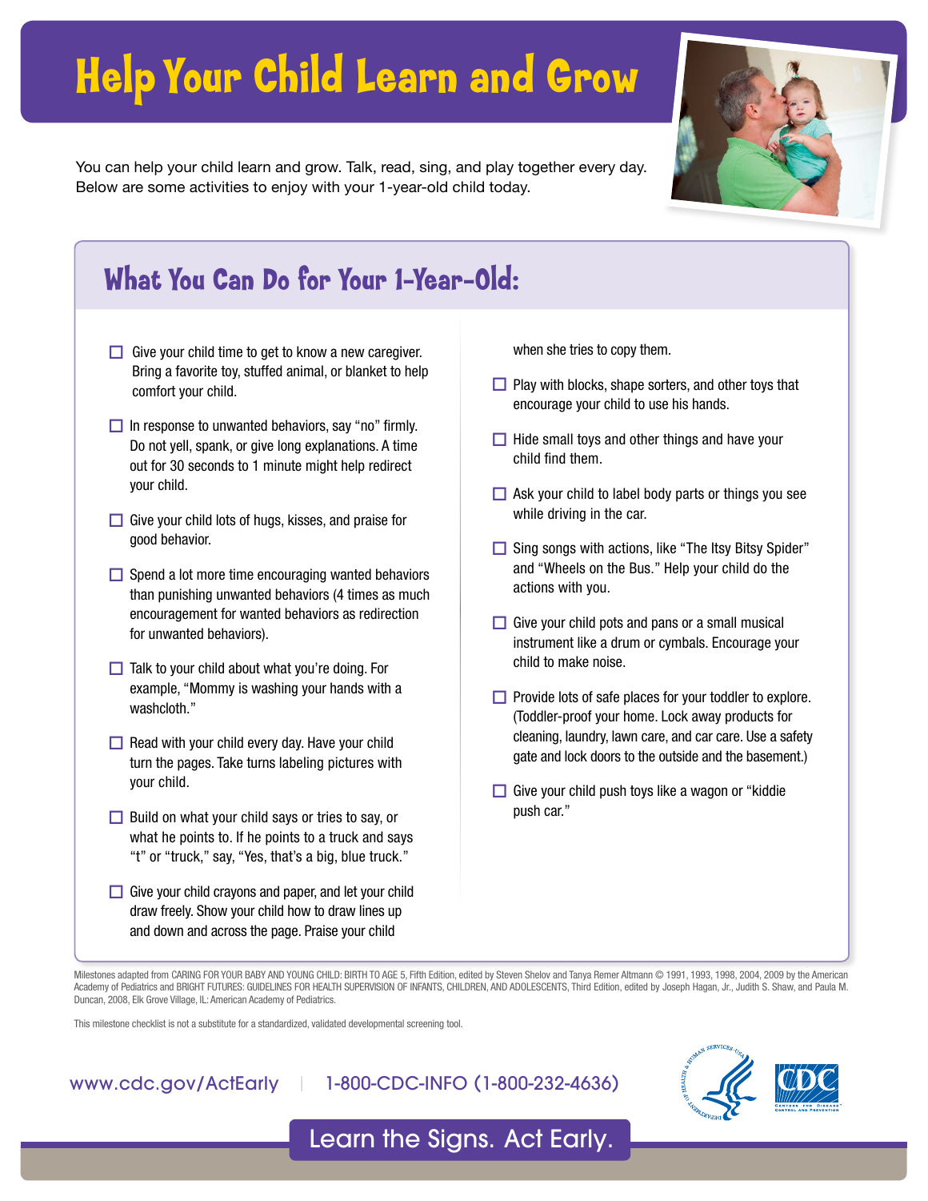# Help Your Child Learn and Grow

You can help your child learn and grow. Talk, read, sing, and play together every day. Below are some activities to enjoy with your 1-year-old child today.

## What You Can Do for Your 1-Year-Old:

- ☐ Give your child time to get to know a new caregiver. Bring a favorite toy, stuffed animal, or blanket to help comfort your child.
- ☐ In response to unwanted behaviors, say "no" firmly. Do not yell, spank, or give long explanations. A time out for 30 seconds to 1 minute might help redirect your child.
- ☐ Give your child lots of hugs, kisses, and praise for good behavior.
- ☐ Spend a lot more time encouraging wanted behaviors than punishing unwanted behaviors (4 times as much encouragement for wanted behaviors as redirection for unwanted behaviors).
- ☐ Talk to your child about what you're doing. For example, "Mommy is washing your hands with a washcloth."
- ☐ Read with your child every day. Have your child turn the pages. Take turns labeling pictures with your child.
- ☐ Build on what your child says or tries to say, or what he points to. If he points to a truck and says "t" or "truck," say, "Yes, that's a big, blue truck."
- ☐ Give your child crayons and paper, and let your child draw freely. Show your child how to draw lines up and down and across the page. Praise your child when she tries to copy them.
- ☐ Play with blocks, shape sorters, and other toys that encourage your child to use his hands.
- ☐ Hide small toys and other things and have your child find them.
- ☐ Ask your child to label body parts or things you see while driving in the car.
- ☐ Sing songs with actions, like "The Itsy Bitsy Spider" and "Wheels on the Bus." Help your child do the actions with you.
- ☐ Give your child pots and pans or a small musical instrument like a drum or cymbals. Encourage your child to make noise.
- ☐ Provide lots of safe places for your toddler to explore. (Toddler-proof your home. Lock away products for cleaning, laundry, lawn care, and car care. Use a safety gate and lock doors to the outside and the basement.)
- ☐ Give your child push toys like a wagon or "kiddie push car."

Milestones adapted from CARING FOR YOUR BABY AND YOUNG CHILD: BIRTH TO AGE 5, Fifth Edition, edited by Steven Shelov and Tanya Remer Altmann © 1991, 1993, 1998, 2004, 2009 by the American Academy of Pediatrics and BRIGHT FUTURES: GUIDELINES FOR HEALTH SUPERVISION OF INFANTS, CHILDREN, AND ADOLESCENTS, Third Edition, edited by Joseph Hagan, Jr., Judith S. Shaw, and Paula M. Duncan, 2008, Elk Grove Village, IL: American Academy of Pediatrics.

This milestone checklist is not a substitute for a standardized, validated developmental screening tool.

www.cdc.gov/ActEarly | 1-800-CDC-INFO (1-800-232-4636)

Learn the Signs. Act Early.